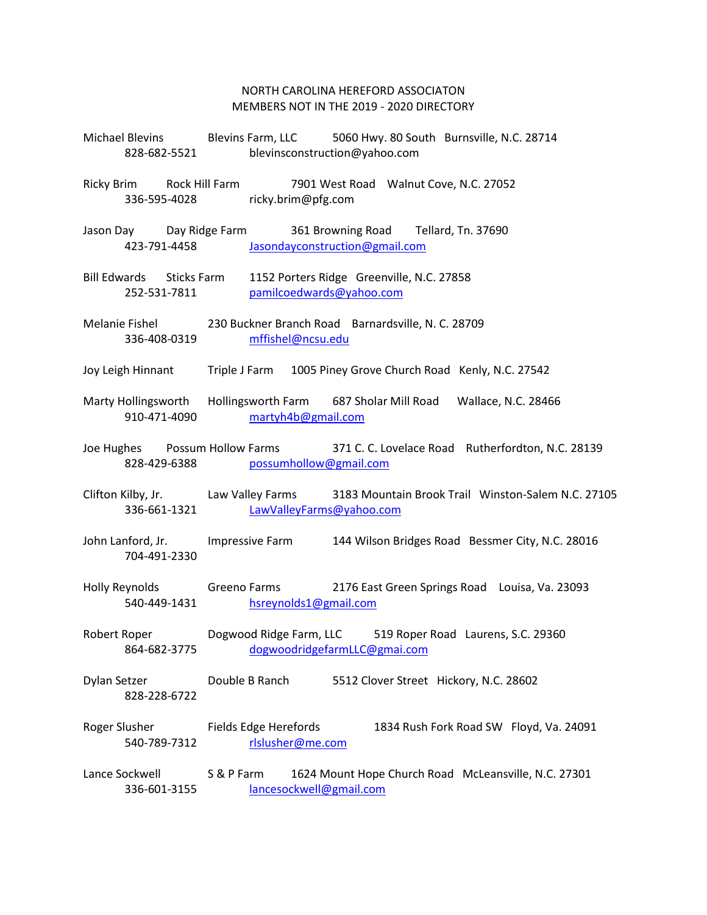NORTH CAROLINA HEREFORD ASSOCIATON
MEMBERS NOT IN THE 2019 - 2020 DIRECTORY

Michael Blevins Blevins Farm, LLC 5060 Hwy. 80 South Burnsville, N.C. 28714
828-682-5521 blevinsconstruction@yahoo.com

Ricky Brim Rock Hill Farm 7901 West Road Walnut Cove, N.C. 27052
336-595-4028 ricky.brim@pfg.com

Jason Day Day Ridge Farm 361 Browning Road Tellard, Tn. 37690
423-791-4458 Jasondayconstruction@gmail.com

Bill Edwards Sticks Farm 1152 Porters Ridge Greenville, N.C. 27858
252-531-7811 pamilcoedwards@yahoo.com

Melanie Fishel 230 Buckner Branch Road Barnardsville, N. C. 28709
336-408-0319 mffishel@ncsu.edu

Joy Leigh Hinnant Triple J Farm 1005 Piney Grove Church Road Kenly, N.C. 27542

Marty Hollingsworth Hollingsworth Farm 687 Sholar Mill Road Wallace, N.C. 28466
910-471-4090 martyh4b@gmail.com

Joe Hughes Possum Hollow Farms 371 C. C. Lovelace Road Rutherfordton, N.C. 28139
828-429-6388 possumhollow@gmail.com

Clifton Kilby, Jr. Law Valley Farms 3183 Mountain Brook Trail Winston-Salem N.C. 27105
336-661-1321 LawValleyFarms@yahoo.com

John Lanford, Jr. Impressive Farm 144 Wilson Bridges Road Bessmer City, N.C. 28016
704-491-2330

Holly Reynolds Greeno Farms 2176 East Green Springs Road Louisa, Va. 23093
540-449-1431 hsreynolds1@gmail.com

Robert Roper Dogwood Ridge Farm, LLC 519 Roper Road Laurens, S.C. 29360
864-682-3775 dogwoodridgefarmLLC@gmai.com

Dylan Setzer Double B Ranch 5512 Clover Street Hickory, N.C. 28602
828-228-6722

Roger Slusher Fields Edge Herefords 1834 Rush Fork Road SW Floyd, Va. 24091
540-789-7312 rlslusher@me.com

Lance Sockwell S & P Farm 1624 Mount Hope Church Road McLeansville, N.C. 27301
336-601-3155 lancesockwell@gmail.com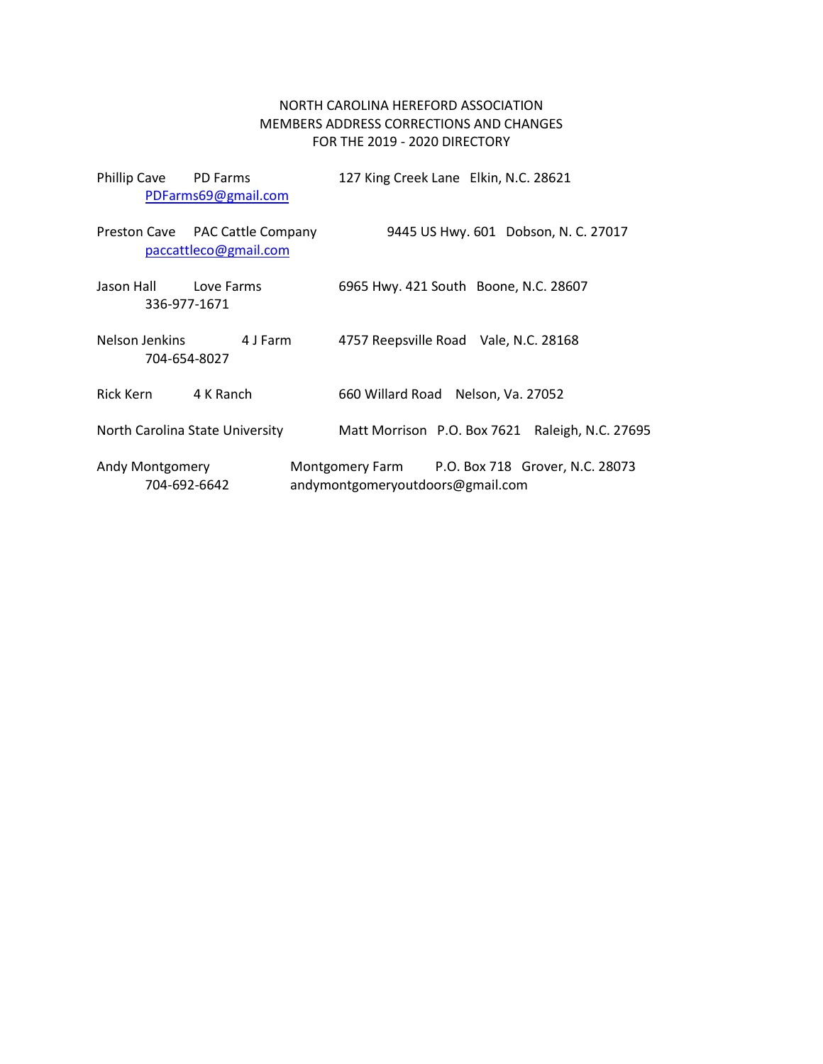NORTH CAROLINA HEREFORD ASSOCIATION
MEMBERS ADDRESS CORRECTIONS AND CHANGES
FOR THE 2019 - 2020 DIRECTORY

Phillip Cave PD Farms 127 King Creek Lane Elkin, N.C. 28621
PDFarms69@gmail.com

Preston Cave PAC Cattle Company 9445 US Hwy. 601 Dobson, N. C. 27017
paccattleco@gmail.com

Jason Hall Love Farms 6965 Hwy. 421 South Boone, N.C. 28607
336-977-1671

Nelson Jenkins 4 J Farm 4757 Reepsville Road Vale, N.C. 28168
704-654-8027

Rick Kern 4 K Ranch 660 Willard Road Nelson, Va. 27052

North Carolina State University Matt Morrison P.O. Box 7621 Raleigh, N.C. 27695

Andy Montgomery Montgomery Farm P.O. Box 718 Grover, N.C. 28073
704-692-6642 andymontgomeryoutdoors@gmail.com